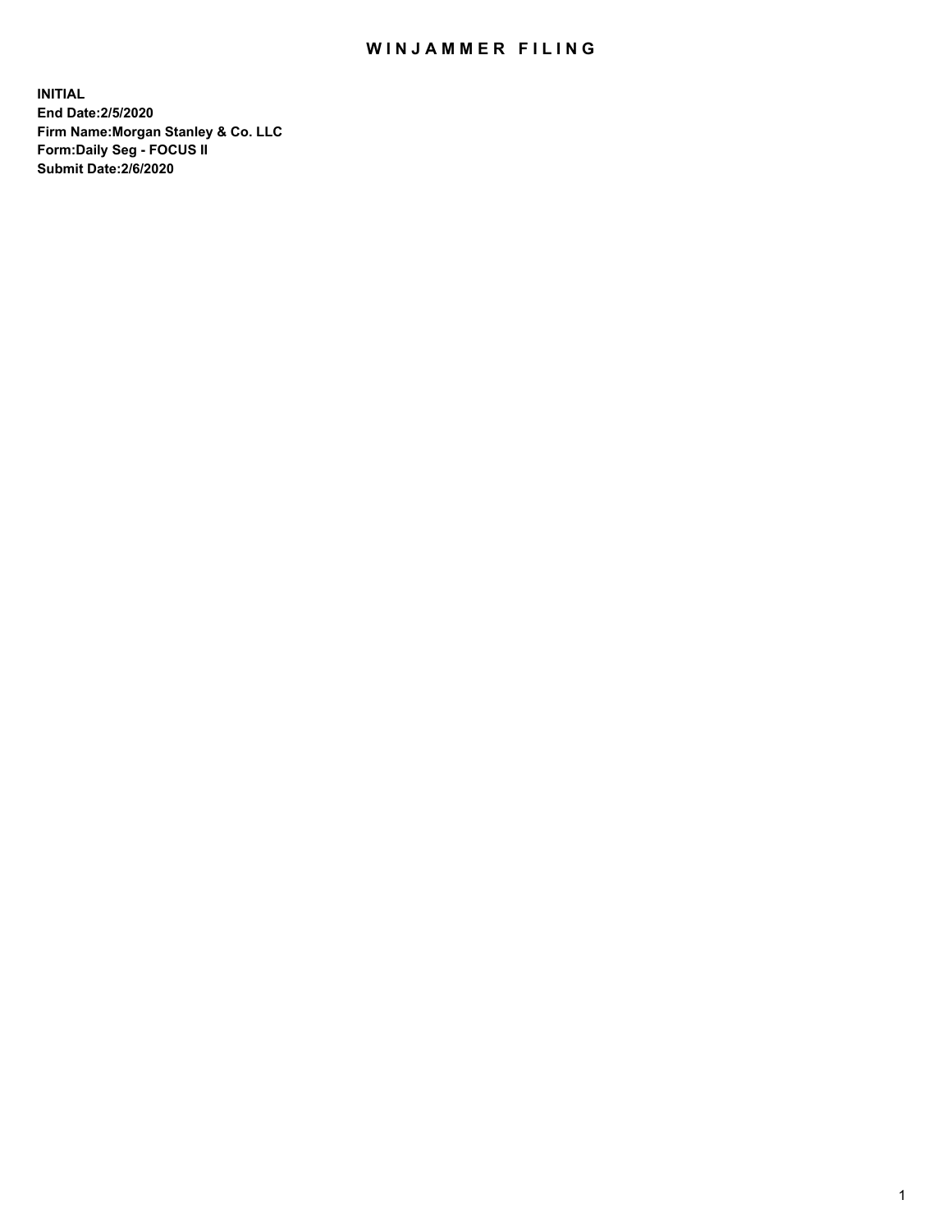# WINJAMMER FILING

**INITIAL**
**End Date:2/5/2020**
**Firm Name:Morgan Stanley & Co. LLC**
**Form:Daily Seg - FOCUS II**
**Submit Date:2/6/2020**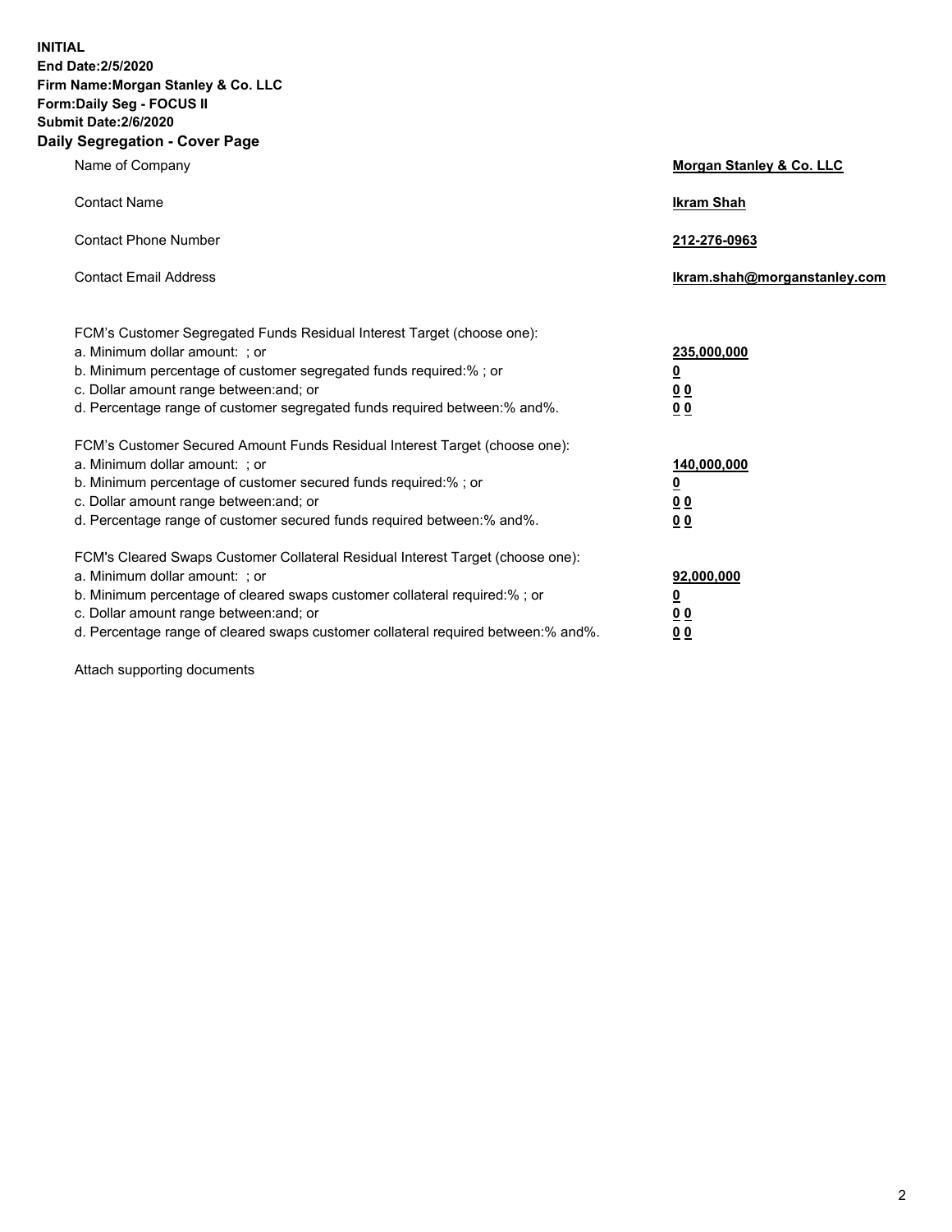**INITIAL**
**End Date:2/5/2020**
**Firm Name:Morgan Stanley & Co. LLC**
**Form:Daily Seg - FOCUS II**
**Submit Date:2/6/2020**
**Daily Segregation - Cover Page**

| | |
|---|---|
| Name of Company | **Morgan Stanley & Co. LLC** |
| Contact Name | **Ikram Shah** |
| Contact Phone Number | **212-276-0963** |
| Contact Email Address | **Ikram.shah@morganstanley.com** |

| | |
|---|---|
| FCM's Customer Segregated Funds Residual Interest Target (choose one): | |
| a. Minimum dollar amount: ; or | **235,000,000** |
| b. Minimum percentage of customer segregated funds required:% ; or | **0** |
| c. Dollar amount range between:and; or | **0 0** |
| d. Percentage range of customer segregated funds required between:% and%. | **0 0** |
| FCM's Customer Secured Amount Funds Residual Interest Target (choose one): | |
| a. Minimum dollar amount: ; or | **140,000,000** |
| b. Minimum percentage of customer secured funds required:% ; or | **0** |
| c. Dollar amount range between:and; or | **0 0** |
| d. Percentage range of customer secured funds required between:% and%. | **0 0** |
| FCM's Cleared Swaps Customer Collateral Residual Interest Target (choose one): | |
| a. Minimum dollar amount: ; or | **92,000,000** |
| b. Minimum percentage of cleared swaps customer collateral required:% ; or | **0** |
| c. Dollar amount range between:and; or | **0 0** |
| d. Percentage range of cleared swaps customer collateral required between:% and%. | **0 0** |

Attach supporting documents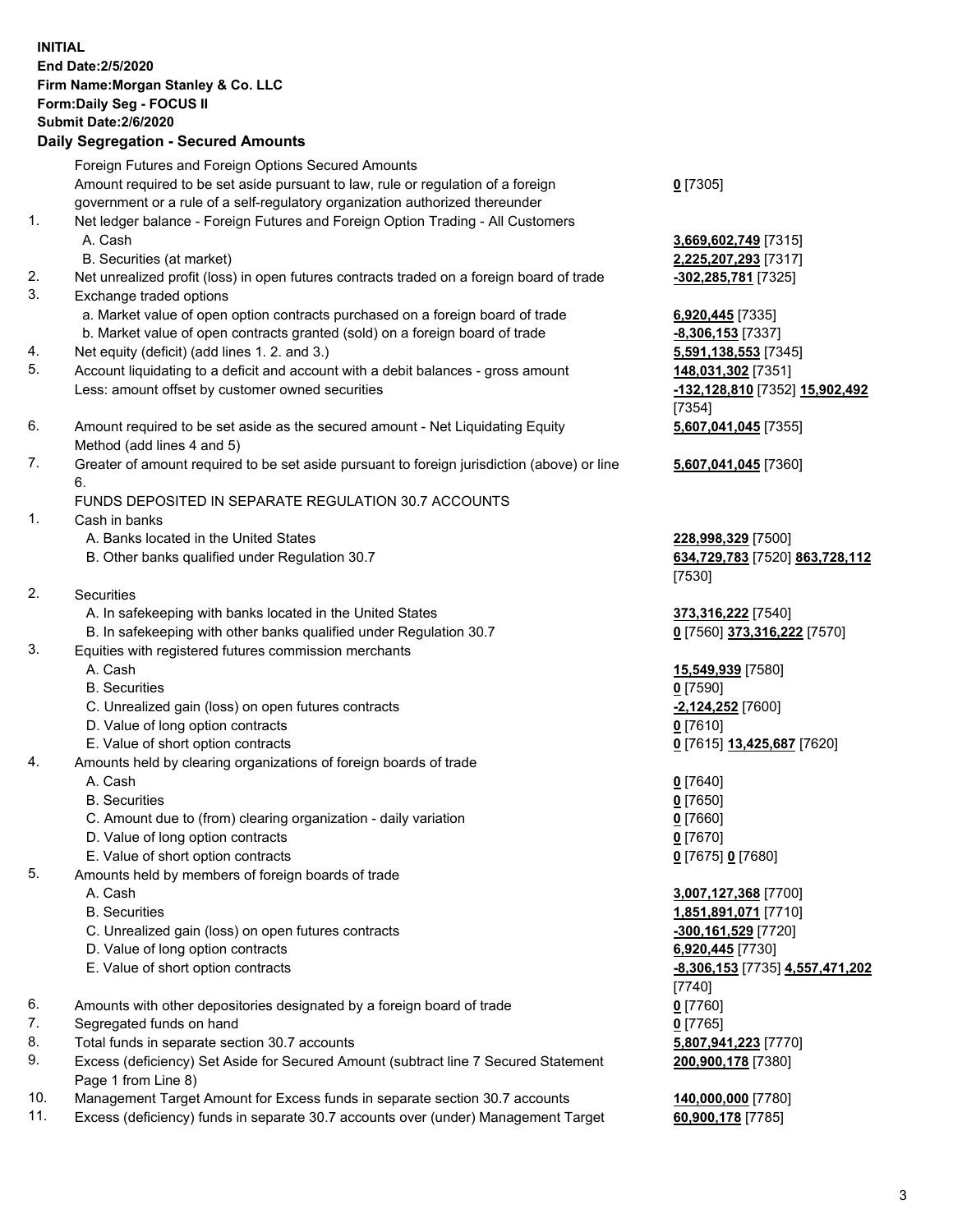**INITIAL**
**End Date:2/5/2020**
**Firm Name:Morgan Stanley & Co. LLC**
**Form:Daily Seg - FOCUS II**
**Submit Date:2/6/2020**

## Daily Segregation - Secured Amounts

| | | |
|---|---|---|
| | Foreign Futures and Foreign Options Secured Amounts | |
| | Amount required to be set aside pursuant to law, rule or regulation of a foreign government or a rule of a self-regulatory organization authorized thereunder | **0** [7305] |
| 1. | Net ledger balance - Foreign Futures and Foreign Option Trading - All Customers | |
| | A. Cash | **3,669,602,749** [7315] |
| | B. Securities (at market) | **2,225,207,293** [7317] |
| 2. | Net unrealized profit (loss) in open futures contracts traded on a foreign board of trade | **-302,285,781** [7325] |
| 3. | Exchange traded options | |
| | a. Market value of open option contracts purchased on a foreign board of trade | **6,920,445** [7335] |
| | b. Market value of open contracts granted (sold) on a foreign board of trade | **-8,306,153** [7337] |
| 4. | Net equity (deficit) (add lines 1. 2. and 3.) | **5,591,138,553** [7345] |
| 5. | Account liquidating to a deficit and account with a debit balances - gross amount | **148,031,302** [7351] |
| | Less: amount offset by customer owned securities | **-132,128,810** [7352] **15,902,492** [7354] |
| 6. | Amount required to be set aside as the secured amount - Net Liquidating Equity Method (add lines 4 and 5) | **5,607,041,045** [7355] |
| 7. | Greater of amount required to be set aside pursuant to foreign jurisdiction (above) or line 6. | **5,607,041,045** [7360] |
| | FUNDS DEPOSITED IN SEPARATE REGULATION 30.7 ACCOUNTS | |
| 1. | Cash in banks | |
| | A. Banks located in the United States | **228,998,329** [7500] |
| | B. Other banks qualified under Regulation 30.7 | **634,729,783** [7520] **863,728,112** [7530] |
| 2. | Securities | |
| | A. In safekeeping with banks located in the United States | **373,316,222** [7540] |
| | B. In safekeeping with other banks qualified under Regulation 30.7 | **0** [7560] **373,316,222** [7570] |
| 3. | Equities with registered futures commission merchants | |
| | A. Cash | **15,549,939** [7580] |
| | B. Securities | **0** [7590] |
| | C. Unrealized gain (loss) on open futures contracts | **-2,124,252** [7600] |
| | D. Value of long option contracts | **0** [7610] |
| | E. Value of short option contracts | **0** [7615] **13,425,687** [7620] |
| 4. | Amounts held by clearing organizations of foreign boards of trade | |
| | A. Cash | **0** [7640] |
| | B. Securities | **0** [7650] |
| | C. Amount due to (from) clearing organization - daily variation | **0** [7660] |
| | D. Value of long option contracts | **0** [7670] |
| | E. Value of short option contracts | **0** [7675] **0** [7680] |
| 5. | Amounts held by members of foreign boards of trade | |
| | A. Cash | **3,007,127,368** [7700] |
| | B. Securities | **1,851,891,071** [7710] |
| | C. Unrealized gain (loss) on open futures contracts | **-300,161,529** [7720] |
| | D. Value of long option contracts | **6,920,445** [7730] |
| | E. Value of short option contracts | **-8,306,153** [7735] **4,557,471,202** [7740] |
| 6. | Amounts with other depositories designated by a foreign board of trade | **0** [7760] |
| 7. | Segregated funds on hand | **0** [7765] |
| 8. | Total funds in separate section 30.7 accounts | **5,807,941,223** [7770] |
| 9. | Excess (deficiency) Set Aside for Secured Amount (subtract line 7 Secured Statement Page 1 from Line 8) | **200,900,178** [7380] |
| 10. | Management Target Amount for Excess funds in separate section 30.7 accounts | **140,000,000** [7780] |
| 11. | Excess (deficiency) funds in separate 30.7 accounts over (under) Management Target | **60,900,178** [7785] |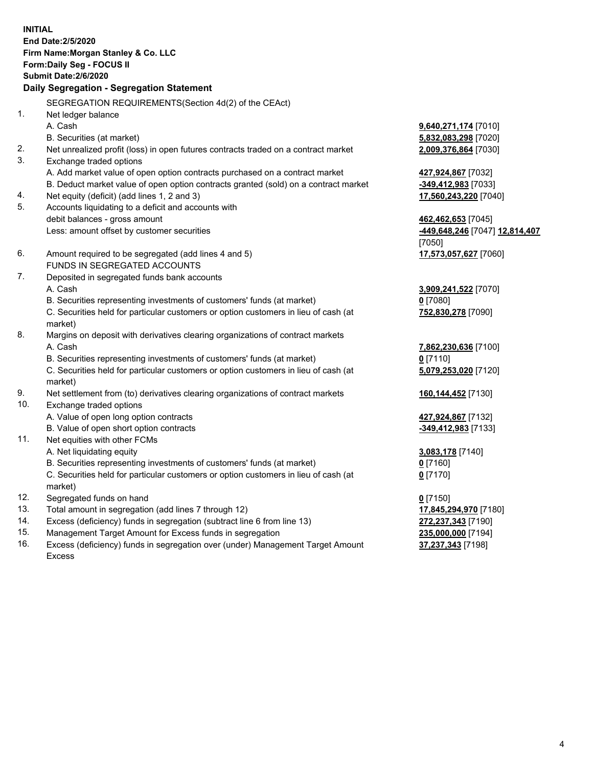**INITIAL**
**End Date:2/5/2020**
**Firm Name:Morgan Stanley & Co. LLC**
**Form:Daily Seg - FOCUS II**
**Submit Date:2/6/2020**

**Daily Segregation - Segregation Statement**

SEGREGATION REQUIREMENTS(Section 4d(2) of the CEAct)

| | | |
|---|---|---|
| 1. | Net ledger balance | |
| | A. Cash | **9,640,271,174** [7010] |
| | B. Securities (at market) | **5,832,083,298** [7020] |
| 2. | Net unrealized profit (loss) in open futures contracts traded on a contract market | **2,009,376,864** [7030] |
| 3. | Exchange traded options | |
| | A. Add market value of open option contracts purchased on a contract market | **427,924,867** [7032] |
| | B. Deduct market value of open option contracts granted (sold) on a contract market | **-349,412,983** [7033] |
| 4. | Net equity (deficit) (add lines 1, 2 and 3) | **17,560,243,220** [7040] |
| 5. | Accounts liquidating to a deficit and accounts with debit balances - gross amount | **462,462,653** [7045] |
| | Less: amount offset by customer securities | **-449,648,246** [7047] **12,814,407** [7050] |
| 6. | Amount required to be segregated (add lines 4 and 5) | **17,573,057,627** [7060] |
| | FUNDS IN SEGREGATED ACCOUNTS | |
| 7. | Deposited in segregated funds bank accounts | |
| | A. Cash | **3,909,241,522** [7070] |
| | B. Securities representing investments of customers' funds (at market) | **0** [7080] |
| | C. Securities held for particular customers or option customers in lieu of cash (at market) | **752,830,278** [7090] |
| 8. | Margins on deposit with derivatives clearing organizations of contract markets | |
| | A. Cash | **7,862,230,636** [7100] |
| | B. Securities representing investments of customers' funds (at market) | **0** [7110] |
| | C. Securities held for particular customers or option customers in lieu of cash (at market) | **5,079,253,020** [7120] |
| 9. | Net settlement from (to) derivatives clearing organizations of contract markets | **160,144,452** [7130] |
| 10. | Exchange traded options | |
| | A. Value of open long option contracts | **427,924,867** [7132] |
| | B. Value of open short option contracts | **-349,412,983** [7133] |
| 11. | Net equities with other FCMs | |
| | A. Net liquidating equity | **3,083,178** [7140] |
| | B. Securities representing investments of customers' funds (at market) | **0** [7160] |
| | C. Securities held for particular customers or option customers in lieu of cash (at market) | **0** [7170] |
| 12. | Segregated funds on hand | **0** [7150] |
| 13. | Total amount in segregation (add lines 7 through 12) | **17,845,294,970** [7180] |
| 14. | Excess (deficiency) funds in segregation (subtract line 6 from line 13) | **272,237,343** [7190] |
| 15. | Management Target Amount for Excess funds in segregation | **235,000,000** [7194] |
| 16. | Excess (deficiency) funds in segregation over (under) Management Target Amount Excess | **37,237,343** [7198] |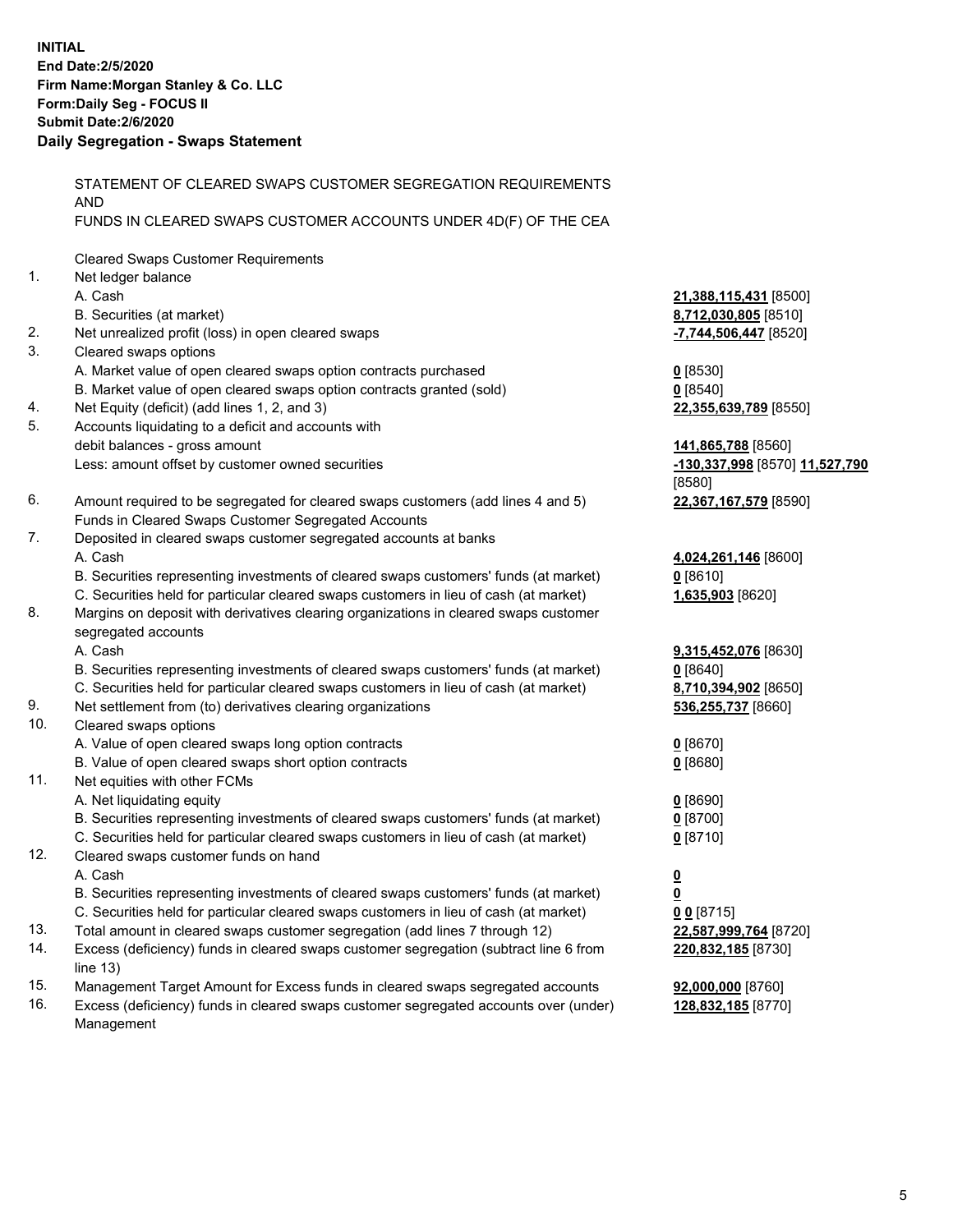**INITIAL**
**End Date:2/5/2020**
**Firm Name:Morgan Stanley & Co. LLC**
**Form:Daily Seg - FOCUS II**
**Submit Date:2/6/2020**
**Daily Segregation - Swaps Statement**

STATEMENT OF CLEARED SWAPS CUSTOMER SEGREGATION REQUIREMENTS AND FUNDS IN CLEARED SWAPS CUSTOMER ACCOUNTS UNDER 4D(F) OF THE CEA

| | | |
|---|---|---|
| | Cleared Swaps Customer Requirements | |
| 1. | Net ledger balance | |
| | A. Cash | **21,388,115,431** [8500] |
| | B. Securities (at market) | **8,712,030,805** [8510] |
| 2. | Net unrealized profit (loss) in open cleared swaps | **-7,744,506,447** [8520] |
| 3. | Cleared swaps options | |
| | A. Market value of open cleared swaps option contracts purchased | **0** [8530] |
| | B. Market value of open cleared swaps option contracts granted (sold) | **0** [8540] |
| 4. | Net Equity (deficit) (add lines 1, 2, and 3) | **22,355,639,789** [8550] |
| 5. | Accounts liquidating to a deficit and accounts with debit balances - gross amount | **141,865,788** [8560] |
| | Less: amount offset by customer owned securities | **-130,337,998** [8570] **11,527,790** [8580] |
| 6. | Amount required to be segregated for cleared swaps customers (add lines 4 and 5) | **22,367,167,579** [8590] |
| | Funds in Cleared Swaps Customer Segregated Accounts | |
| 7. | Deposited in cleared swaps customer segregated accounts at banks | |
| | A. Cash | **4,024,261,146** [8600] |
| | B. Securities representing investments of cleared swaps customers' funds (at market) | **0** [8610] |
| | C. Securities held for particular cleared swaps customers in lieu of cash (at market) | **1,635,903** [8620] |
| 8. | Margins on deposit with derivatives clearing organizations in cleared swaps customer segregated accounts | |
| | A. Cash | **9,315,452,076** [8630] |
| | B. Securities representing investments of cleared swaps customers' funds (at market) | **0** [8640] |
| | C. Securities held for particular cleared swaps customers in lieu of cash (at market) | **8,710,394,902** [8650] |
| 9. | Net settlement from (to) derivatives clearing organizations | **536,255,737** [8660] |
| 10. | Cleared swaps options | |
| | A. Value of open cleared swaps long option contracts | **0** [8670] |
| | B. Value of open cleared swaps short option contracts | **0** [8680] |
| 11. | Net equities with other FCMs | |
| | A. Net liquidating equity | **0** [8690] |
| | B. Securities representing investments of cleared swaps customers' funds (at market) | **0** [8700] |
| | C. Securities held for particular cleared swaps customers in lieu of cash (at market) | **0** [8710] |
| 12. | Cleared swaps customer funds on hand | |
| | A. Cash | **0** |
| | B. Securities representing investments of cleared swaps customers' funds (at market) | **0** |
| | C. Securities held for particular cleared swaps customers in lieu of cash (at market) | **0** **0** [8715] |
| 13. | Total amount in cleared swaps customer segregation (add lines 7 through 12) | **22,587,999,764** [8720] |
| 14. | Excess (deficiency) funds in cleared swaps customer segregation (subtract line 6 from line 13) | **220,832,185** [8730] |
| 15. | Management Target Amount for Excess funds in cleared swaps segregated accounts | **92,000,000** [8760] |
| 16. | Excess (deficiency) funds in cleared swaps customer segregated accounts over (under) Management | **128,832,185** [8770] |